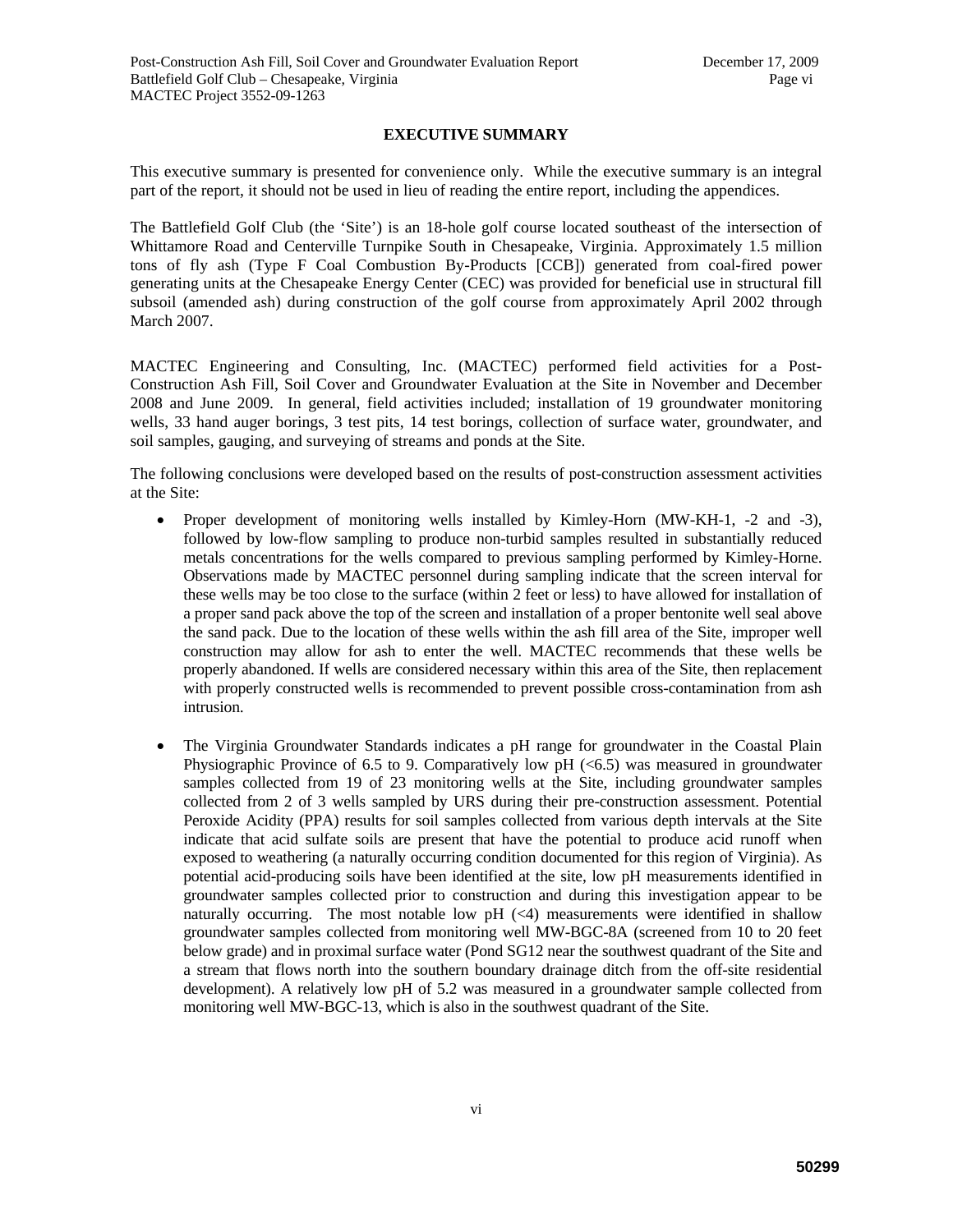## EXECUTIVE SUMMARY

This executive summary is presented for convenience only. While the executive summary is an integral part of the report, it should not be used in lieu of reading the entire report, including the appendices.

The Battlefield Golf Club (the 'Site') is an 18-hole golf course located southeast of the intersection of Whittamore Road and Centerville Turnpike South in Chesapeake, Virginia. Approximately 1.5 million tons of fly ash (Type F Coal Combustion By-Products [CCB]) generated from coal-fired power generating units at the Chesapeake Energy Center (CEC) was provided for beneficial use in structural fill subsoil (amended ash) during construction of the golf course from approximately April 2002 through March 2007.

MACTEC Engineering and Consulting, Inc. (MACTEC) performed field activities for a Post-Construction Ash Fill, Soil Cover and Groundwater Evaluation at the Site in November and December 2008 and June 2009. In general, field activities included; installation of 19 groundwater monitoring wells, 33 hand auger borings, 3 test pits, 14 test borings, collection of surface water, groundwater, and soil samples, gauging, and surveying of streams and ponds at the Site.

The following conclusions were developed based on the results of post-construction assessment activities at the Site:

- Proper development of monitoring wells installed by Kimley-Horn (MW-KH-1, -2 and -3), followed by low-flow sampling to produce non-turbid samples resulted in substantially reduced metals concentrations for the wells compared to previous sampling performed by Kimley-Horne. Observations made by MACTEC personnel during sampling indicate that the screen interval for these wells may be too close to the surface (within 2 feet or less) to have allowed for installation of a proper sand pack above the top of the screen and installation of a proper bentonite well seal above the sand pack. Due to the location of these wells within the ash fill area of the Site, improper well construction may allow for ash to enter the well. MACTEC recommends that these wells be properly abandoned. If wells are considered necessary within this area of the Site, then replacement with properly constructed wells is recommended to prevent possible cross-contamination from ash intrusion.

- The Virginia Groundwater Standards indicates a pH range for groundwater in the Coastal Plain Physiographic Province of 6.5 to 9. Comparatively low pH (<6.5) was measured in groundwater samples collected from 19 of 23 monitoring wells at the Site, including groundwater samples collected from 2 of 3 wells sampled by URS during their pre-construction assessment. Potential Peroxide Acidity (PPA) results for soil samples collected from various depth intervals at the Site indicate that acid sulfate soils are present that have the potential to produce acid runoff when exposed to weathering (a naturally occurring condition documented for this region of Virginia). As potential acid-producing soils have been identified at the site, low pH measurements identified in groundwater samples collected prior to construction and during this investigation appear to be naturally occurring. The most notable low pH (<4) measurements were identified in shallow groundwater samples collected from monitoring well MW-BGC-8A (screened from 10 to 20 feet below grade) and in proximal surface water (Pond SG12 near the southwest quadrant of the Site and a stream that flows north into the southern boundary drainage ditch from the off-site residential development). A relatively low pH of 5.2 was measured in a groundwater sample collected from monitoring well MW-BGC-13, which is also in the southwest quadrant of the Site.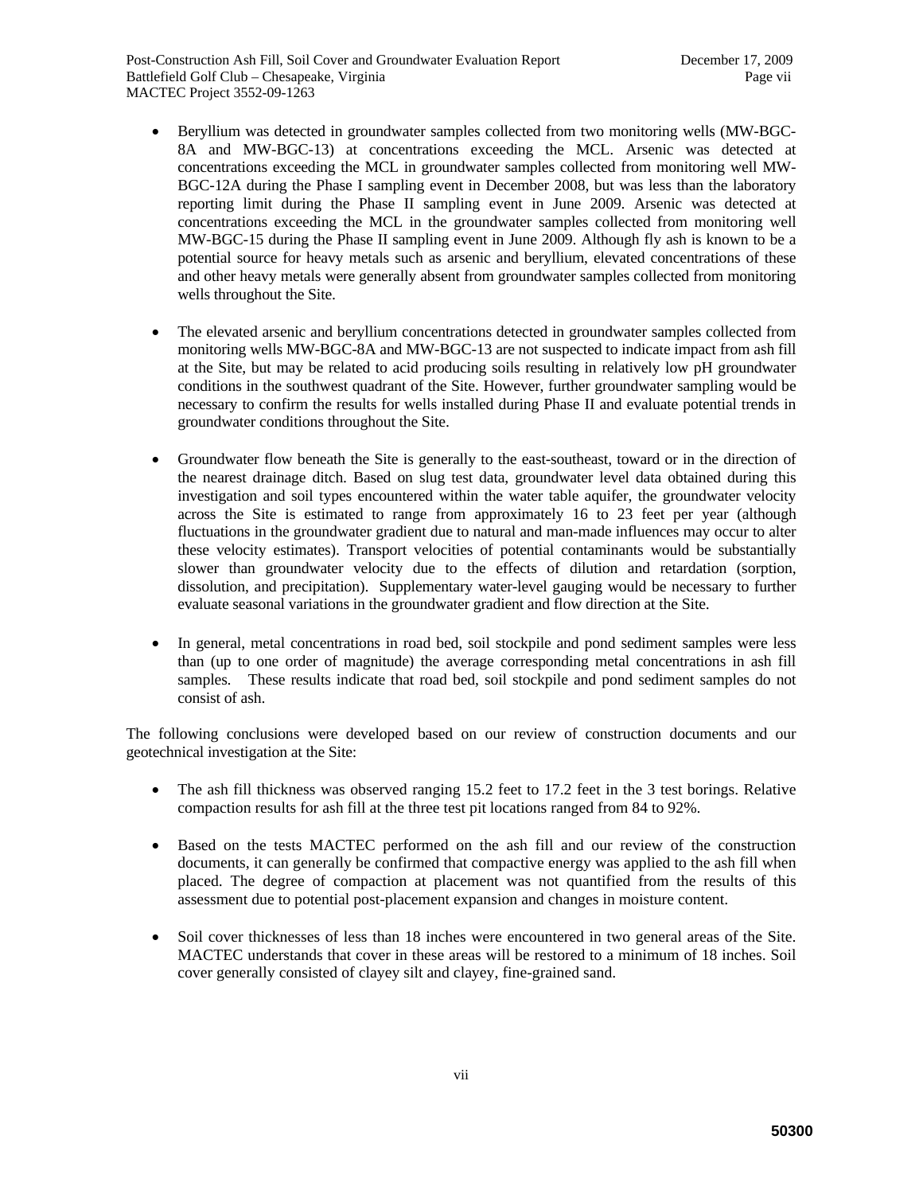- Beryllium was detected in groundwater samples collected from two monitoring wells (MW-BGC-8A and MW-BGC-13) at concentrations exceeding the MCL. Arsenic was detected at concentrations exceeding the MCL in groundwater samples collected from monitoring well MW-BGC-12A during the Phase I sampling event in December 2008, but was less than the laboratory reporting limit during the Phase II sampling event in June 2009. Arsenic was detected at concentrations exceeding the MCL in the groundwater samples collected from monitoring well MW-BGC-15 during the Phase II sampling event in June 2009. Although fly ash is known to be a potential source for heavy metals such as arsenic and beryllium, elevated concentrations of these and other heavy metals were generally absent from groundwater samples collected from monitoring wells throughout the Site.

- The elevated arsenic and beryllium concentrations detected in groundwater samples collected from monitoring wells MW-BGC-8A and MW-BGC-13 are not suspected to indicate impact from ash fill at the Site, but may be related to acid producing soils resulting in relatively low pH groundwater conditions in the southwest quadrant of the Site. However, further groundwater sampling would be necessary to confirm the results for wells installed during Phase II and evaluate potential trends in groundwater conditions throughout the Site.

- Groundwater flow beneath the Site is generally to the east-southeast, toward or in the direction of the nearest drainage ditch. Based on slug test data, groundwater level data obtained during this investigation and soil types encountered within the water table aquifer, the groundwater velocity across the Site is estimated to range from approximately 16 to 23 feet per year (although fluctuations in the groundwater gradient due to natural and man-made influences may occur to alter these velocity estimates). Transport velocities of potential contaminants would be substantially slower than groundwater velocity due to the effects of dilution and retardation (sorption, dissolution, and precipitation). Supplementary water-level gauging would be necessary to further evaluate seasonal variations in the groundwater gradient and flow direction at the Site.

- In general, metal concentrations in road bed, soil stockpile and pond sediment samples were less than (up to one order of magnitude) the average corresponding metal concentrations in ash fill samples. These results indicate that road bed, soil stockpile and pond sediment samples do not consist of ash.

The following conclusions were developed based on our review of construction documents and our geotechnical investigation at the Site:

- The ash fill thickness was observed ranging 15.2 feet to 17.2 feet in the 3 test borings. Relative compaction results for ash fill at the three test pit locations ranged from 84 to 92%.

- Based on the tests MACTEC performed on the ash fill and our review of the construction documents, it can generally be confirmed that compactive energy was applied to the ash fill when placed. The degree of compaction at placement was not quantified from the results of this assessment due to potential post-placement expansion and changes in moisture content.

- Soil cover thicknesses of less than 18 inches were encountered in two general areas of the Site. MACTEC understands that cover in these areas will be restored to a minimum of 18 inches. Soil cover generally consisted of clayey silt and clayey, fine-grained sand.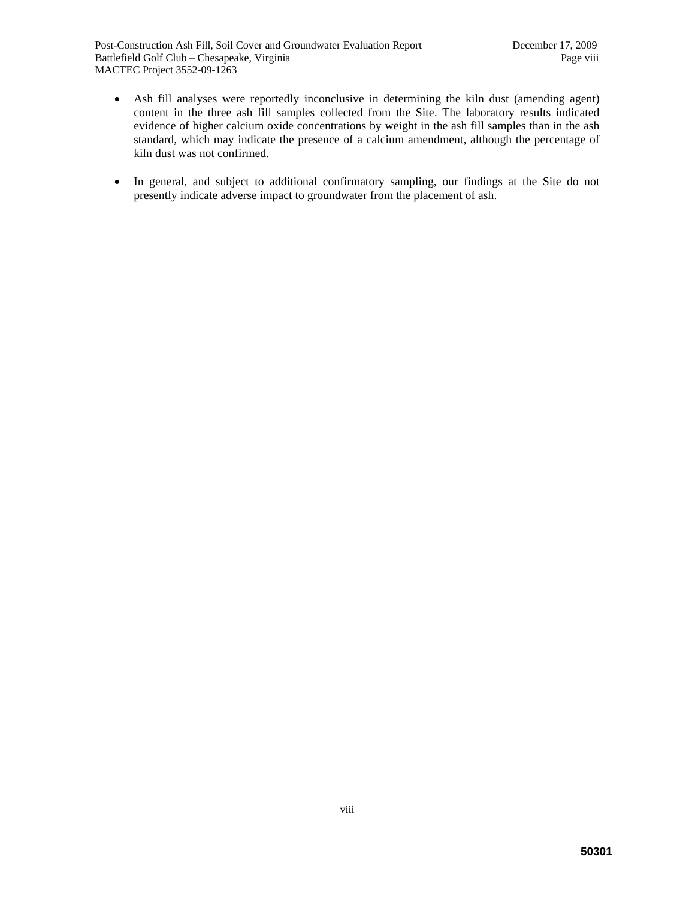- Ash fill analyses were reportedly inconclusive in determining the kiln dust (amending agent) content in the three ash fill samples collected from the Site. The laboratory results indicated evidence of higher calcium oxide concentrations by weight in the ash fill samples than in the ash standard, which may indicate the presence of a calcium amendment, although the percentage of kiln dust was not confirmed.

- In general, and subject to additional confirmatory sampling, our findings at the Site do not presently indicate adverse impact to groundwater from the placement of ash.